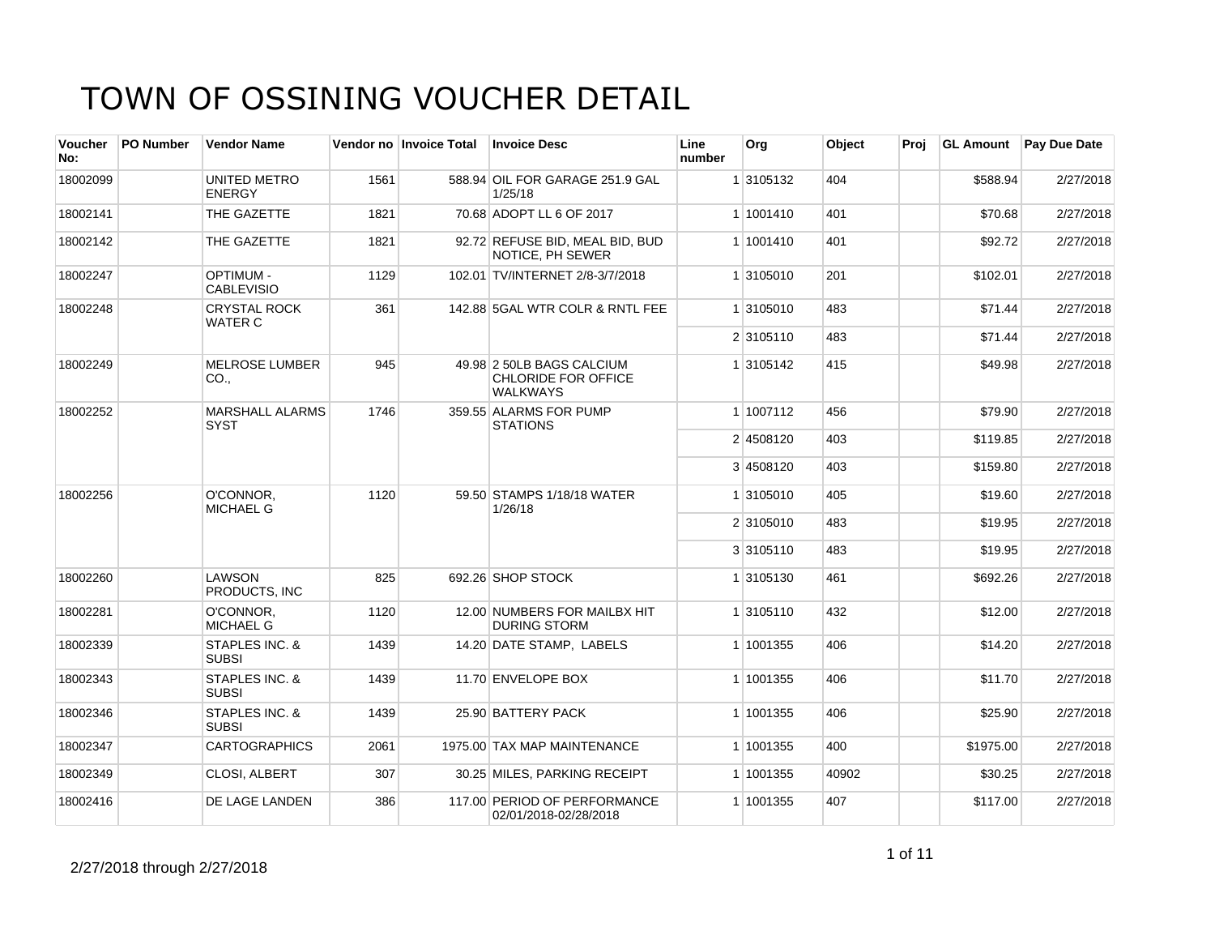# TOWN OF OSSINING VOUCHER DETAIL

| Voucher No: | PO Number | Vendor Name | Vendor no | Invoice Total | Invoice Desc | Line number | Org | Object | Proj | GL Amount | Pay Due Date |
|---|---|---|---|---|---|---|---|---|---|---|---|
| 18002099 | | UNITED METRO ENERGY | 1561 | 588.94 | OIL FOR GARAGE 251.9 GAL 1/25/18 | 1 | 3105132 | 404 | | $588.94 | 2/27/2018 |
| 18002141 | | THE GAZETTE | 1821 | 70.68 | ADOPT LL 6 OF 2017 | 1 | 1001410 | 401 | | $70.68 | 2/27/2018 |
| 18002142 | | THE GAZETTE | 1821 | 92.72 | REFUSE BID, MEAL BID, BUD NOTICE, PH SEWER | 1 | 1001410 | 401 | | $92.72 | 2/27/2018 |
| 18002247 | | OPTIMUM - CABLEVISIO | 1129 | 102.01 | TV/INTERNET 2/8-3/7/2018 | 1 | 3105010 | 201 | | $102.01 | 2/27/2018 |
| 18002248 | | CRYSTAL ROCK WATER C | 361 | 142.88 | 5GAL WTR COLR & RNTL FEE | 1 | 3105010 | 483 | | $71.44 | 2/27/2018 |
| | | | | | | 2 | 3105110 | 483 | | $71.44 | 2/27/2018 |
| 18002249 | | MELROSE LUMBER CO., | 945 | 49.98 | 2 50LB BAGS CALCIUM CHLORIDE FOR OFFICE WALKWAYS | 1 | 3105142 | 415 | | $49.98 | 2/27/2018 |
| 18002252 | | MARSHALL ALARMS SYST | 1746 | 359.55 | ALARMS FOR PUMP STATIONS | 1 | 1007112 | 456 | | $79.90 | 2/27/2018 |
| | | | | | | 2 | 4508120 | 403 | | $119.85 | 2/27/2018 |
| | | | | | | 3 | 4508120 | 403 | | $159.80 | 2/27/2018 |
| 18002256 | | O'CONNOR, MICHAEL G | 1120 | 59.50 | STAMPS 1/18/18 WATER 1/26/18 | 1 | 3105010 | 405 | | $19.60 | 2/27/2018 |
| | | | | | | 2 | 3105010 | 483 | | $19.95 | 2/27/2018 |
| | | | | | | 3 | 3105110 | 483 | | $19.95 | 2/27/2018 |
| 18002260 | | LAWSON PRODUCTS, INC | 825 | 692.26 | SHOP STOCK | 1 | 3105130 | 461 | | $692.26 | 2/27/2018 |
| 18002281 | | O'CONNOR, MICHAEL G | 1120 | 12.00 | NUMBERS FOR MAILBX HIT DURING STORM | 1 | 3105110 | 432 | | $12.00 | 2/27/2018 |
| 18002339 | | STAPLES INC. & SUBSI | 1439 | 14.20 | DATE STAMP, LABELS | 1 | 1001355 | 406 | | $14.20 | 2/27/2018 |
| 18002343 | | STAPLES INC. & SUBSI | 1439 | 11.70 | ENVELOPE BOX | 1 | 1001355 | 406 | | $11.70 | 2/27/2018 |
| 18002346 | | STAPLES INC. & SUBSI | 1439 | 25.90 | BATTERY PACK | 1 | 1001355 | 406 | | $25.90 | 2/27/2018 |
| 18002347 | | CARTOGRAPHICS | 2061 | 1975.00 | TAX MAP MAINTENANCE | 1 | 1001355 | 400 | | $1975.00 | 2/27/2018 |
| 18002349 | | CLOSI, ALBERT | 307 | 30.25 | MILES, PARKING RECEIPT | 1 | 1001355 | 40902 | | $30.25 | 2/27/2018 |
| 18002416 | | DE LAGE LANDEN | 386 | 117.00 | PERIOD OF PERFORMANCE 02/01/2018-02/28/2018 | 1 | 1001355 | 407 | | $117.00 | 2/27/2018 |

2/27/2018 through 2/27/2018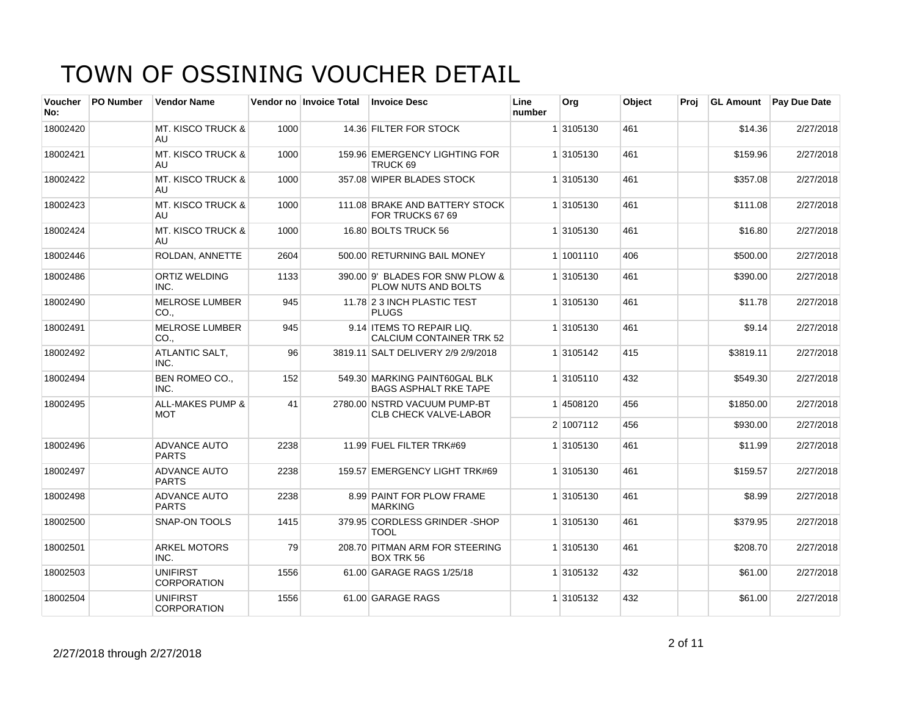# TOWN OF OSSINING VOUCHER DETAIL

| Voucher No: | PO Number | Vendor Name | Vendor no | Invoice Total | Invoice Desc | Line number | Org | Object | Proj | GL Amount | Pay Due Date |
|---|---|---|---|---|---|---|---|---|---|---|---|
| 18002420 | | MT. KISCO TRUCK & AU | 1000 | 14.36 | FILTER FOR STOCK | 1 | 3105130 | 461 | | $14.36 | 2/27/2018 |
| 18002421 | | MT. KISCO TRUCK & AU | 1000 | 159.96 | EMERGENCY LIGHTING FOR TRUCK 69 | 1 | 3105130 | 461 | | $159.96 | 2/27/2018 |
| 18002422 | | MT. KISCO TRUCK & AU | 1000 | 357.08 | WIPER BLADES STOCK | 1 | 3105130 | 461 | | $357.08 | 2/27/2018 |
| 18002423 | | MT. KISCO TRUCK & AU | 1000 | 111.08 | BRAKE AND BATTERY STOCK FOR TRUCKS 67 69 | 1 | 3105130 | 461 | | $111.08 | 2/27/2018 |
| 18002424 | | MT. KISCO TRUCK & AU | 1000 | 16.80 | BOLTS TRUCK 56 | 1 | 3105130 | 461 | | $16.80 | 2/27/2018 |
| 18002446 | | ROLDAN, ANNETTE | 2604 | 500.00 | RETURNING BAIL MONEY | 1 | 1001110 | 406 | | $500.00 | 2/27/2018 |
| 18002486 | | ORTIZ WELDING INC. | 1133 | 390.00 | 9' BLADES FOR SNW PLOW & PLOW NUTS AND BOLTS | 1 | 3105130 | 461 | | $390.00 | 2/27/2018 |
| 18002490 | | MELROSE LUMBER CO., | 945 | 11.78 | 2 3 INCH PLASTIC TEST PLUGS | 1 | 3105130 | 461 | | $11.78 | 2/27/2018 |
| 18002491 | | MELROSE LUMBER CO., | 945 | 9.14 | ITEMS TO REPAIR LIQ. CALCIUM CONTAINER TRK 52 | 1 | 3105130 | 461 | | $9.14 | 2/27/2018 |
| 18002492 | | ATLANTIC SALT, INC. | 96 | 3819.11 | SALT DELIVERY 2/9 2/9/2018 | 1 | 3105142 | 415 | | $3819.11 | 2/27/2018 |
| 18002494 | | BEN ROMEO CO., INC. | 152 | 549.30 | MARKING PAINT60GAL BLK BAGS ASPHALT RKE TAPE | 1 | 3105110 | 432 | | $549.30 | 2/27/2018 |
| 18002495 | | ALL-MAKES PUMP & MOT | 41 | 2780.00 | NSTRD VACUUM PUMP-BT CLB CHECK VALVE-LABOR | 1 | 4508120 | 456 | | $1850.00 | 2/27/2018 |
| | | | | | | 2 | 1007112 | 456 | | $930.00 | 2/27/2018 |
| 18002496 | | ADVANCE AUTO PARTS | 2238 | 11.99 | FUEL FILTER TRK#69 | 1 | 3105130 | 461 | | $11.99 | 2/27/2018 |
| 18002497 | | ADVANCE AUTO PARTS | 2238 | 159.57 | EMERGENCY LIGHT TRK#69 | 1 | 3105130 | 461 | | $159.57 | 2/27/2018 |
| 18002498 | | ADVANCE AUTO PARTS | 2238 | 8.99 | PAINT FOR PLOW FRAME MARKING | 1 | 3105130 | 461 | | $8.99 | 2/27/2018 |
| 18002500 | | SNAP-ON TOOLS | 1415 | 379.95 | CORDLESS GRINDER -SHOP TOOL | 1 | 3105130 | 461 | | $379.95 | 2/27/2018 |
| 18002501 | | ARKEL MOTORS INC. | 79 | 208.70 | PITMAN ARM FOR STEERING BOX TRK 56 | 1 | 3105130 | 461 | | $208.70 | 2/27/2018 |
| 18002503 | | UNIFIRST CORPORATION | 1556 | 61.00 | GARAGE RAGS 1/25/18 | 1 | 3105132 | 432 | | $61.00 | 2/27/2018 |
| 18002504 | | UNIFIRST CORPORATION | 1556 | 61.00 | GARAGE RAGS | 1 | 3105132 | 432 | | $61.00 | 2/27/2018 |

2/27/2018 through 2/27/2018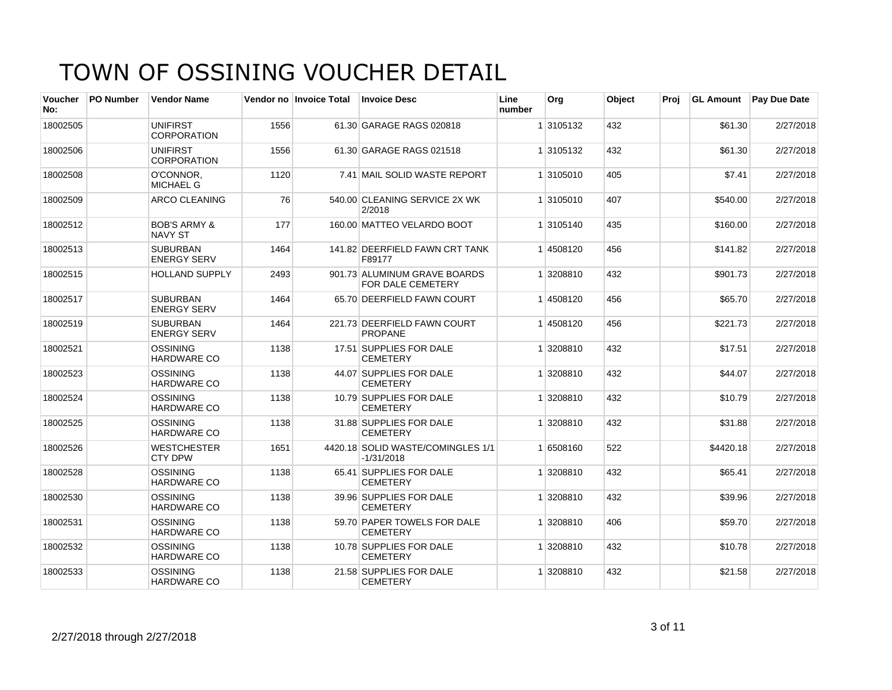# TOWN OF OSSINING VOUCHER DETAIL

| Voucher No: | PO Number | Vendor Name | Vendor no | Invoice Total | Invoice Desc | Line number | Org | Object | Proj | GL Amount | Pay Due Date |
|---|---|---|---|---|---|---|---|---|---|---|---|
| 18002505 | | UNIFIRST CORPORATION | 1556 | 61.30 | GARAGE RAGS 020818 | 1 | 3105132 | 432 | | $61.30 | 2/27/2018 |
| 18002506 | | UNIFIRST CORPORATION | 1556 | 61.30 | GARAGE RAGS 021518 | 1 | 3105132 | 432 | | $61.30 | 2/27/2018 |
| 18002508 | | O'CONNOR, MICHAEL G | 1120 | 7.41 | MAIL SOLID WASTE REPORT | 1 | 3105010 | 405 | | $7.41 | 2/27/2018 |
| 18002509 | | ARCO CLEANING | 76 | 540.00 | CLEANING SERVICE 2X WK 2/2018 | 1 | 3105010 | 407 | | $540.00 | 2/27/2018 |
| 18002512 | | BOB'S ARMY & NAVY ST | 177 | 160.00 | MATTEO VELARDO BOOT | 1 | 3105140 | 435 | | $160.00 | 2/27/2018 |
| 18002513 | | SUBURBAN ENERGY SERV | 1464 | 141.82 | DEERFIELD FAWN CRT TANK F89177 | 1 | 4508120 | 456 | | $141.82 | 2/27/2018 |
| 18002515 | | HOLLAND SUPPLY | 2493 | 901.73 | ALUMINUM GRAVE BOARDS FOR DALE CEMETERY | 1 | 3208810 | 432 | | $901.73 | 2/27/2018 |
| 18002517 | | SUBURBAN ENERGY SERV | 1464 | 65.70 | DEERFIELD FAWN COURT | 1 | 4508120 | 456 | | $65.70 | 2/27/2018 |
| 18002519 | | SUBURBAN ENERGY SERV | 1464 | 221.73 | DEERFIELD FAWN COURT PROPANE | 1 | 4508120 | 456 | | $221.73 | 2/27/2018 |
| 18002521 | | OSSINING HARDWARE CO | 1138 | 17.51 | SUPPLIES FOR DALE CEMETERY | 1 | 3208810 | 432 | | $17.51 | 2/27/2018 |
| 18002523 | | OSSINING HARDWARE CO | 1138 | 44.07 | SUPPLIES FOR DALE CEMETERY | 1 | 3208810 | 432 | | $44.07 | 2/27/2018 |
| 18002524 | | OSSINING HARDWARE CO | 1138 | 10.79 | SUPPLIES FOR DALE CEMETERY | 1 | 3208810 | 432 | | $10.79 | 2/27/2018 |
| 18002525 | | OSSINING HARDWARE CO | 1138 | 31.88 | SUPPLIES FOR DALE CEMETERY | 1 | 3208810 | 432 | | $31.88 | 2/27/2018 |
| 18002526 | | WESTCHESTER CTY DPW | 1651 | 4420.18 | SOLID WASTE/COMINGLES 1/1 -1/31/2018 | 1 | 6508160 | 522 | | $4420.18 | 2/27/2018 |
| 18002528 | | OSSINING HARDWARE CO | 1138 | 65.41 | SUPPLIES FOR DALE CEMETERY | 1 | 3208810 | 432 | | $65.41 | 2/27/2018 |
| 18002530 | | OSSINING HARDWARE CO | 1138 | 39.96 | SUPPLIES FOR DALE CEMETERY | 1 | 3208810 | 432 | | $39.96 | 2/27/2018 |
| 18002531 | | OSSINING HARDWARE CO | 1138 | 59.70 | PAPER TOWELS FOR DALE CEMETERY | 1 | 3208810 | 406 | | $59.70 | 2/27/2018 |
| 18002532 | | OSSINING HARDWARE CO | 1138 | 10.78 | SUPPLIES FOR DALE CEMETERY | 1 | 3208810 | 432 | | $10.78 | 2/27/2018 |
| 18002533 | | OSSINING HARDWARE CO | 1138 | 21.58 | SUPPLIES FOR DALE CEMETERY | 1 | 3208810 | 432 | | $21.58 | 2/27/2018 |

2/27/2018 through 2/27/2018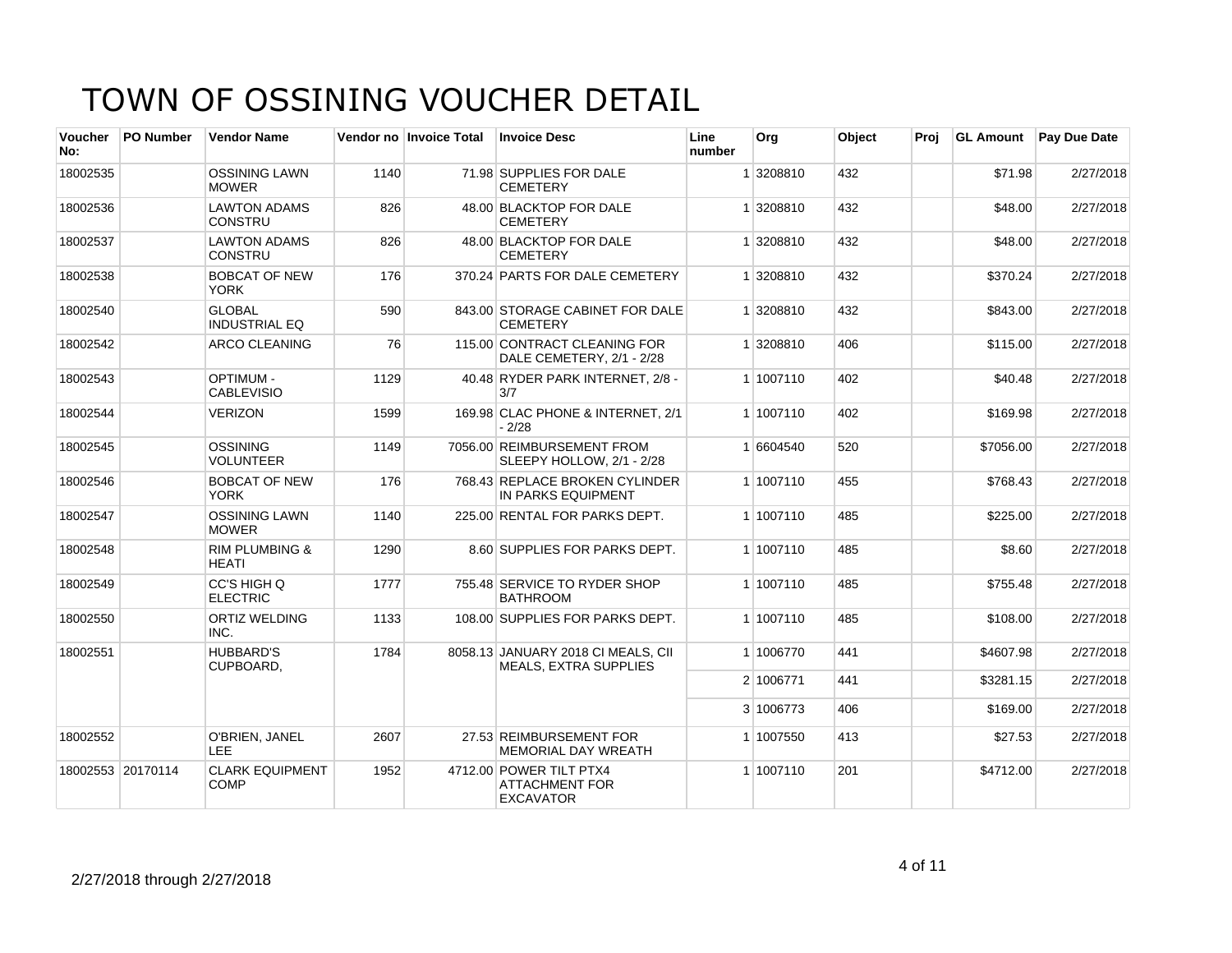# TOWN OF OSSINING VOUCHER DETAIL

| Voucher No: | PO Number | Vendor Name | Vendor no | Invoice Total | Invoice Desc | Line number | Org | Object | Proj | GL Amount | Pay Due Date |
|---|---|---|---|---|---|---|---|---|---|---|---|
| 18002535 | | OSSINING LAWN MOWER | 1140 | 71.98 | SUPPLIES FOR DALE CEMETERY | 1 | 3208810 | 432 | | $71.98 | 2/27/2018 |
| 18002536 | | LAWTON ADAMS CONSTRU | 826 | 48.00 | BLACKTOP FOR DALE CEMETERY | 1 | 3208810 | 432 | | $48.00 | 2/27/2018 |
| 18002537 | | LAWTON ADAMS CONSTRU | 826 | 48.00 | BLACKTOP FOR DALE CEMETERY | 1 | 3208810 | 432 | | $48.00 | 2/27/2018 |
| 18002538 | | BOBCAT OF NEW YORK | 176 | 370.24 | PARTS FOR DALE CEMETERY | 1 | 3208810 | 432 | | $370.24 | 2/27/2018 |
| 18002540 | | GLOBAL INDUSTRIAL EQ | 590 | 843.00 | STORAGE CABINET FOR DALE CEMETERY | 1 | 3208810 | 432 | | $843.00 | 2/27/2018 |
| 18002542 | | ARCO CLEANING | 76 | 115.00 | CONTRACT CLEANING FOR DALE CEMETERY, 2/1 - 2/28 | 1 | 3208810 | 406 | | $115.00 | 2/27/2018 |
| 18002543 | | OPTIMUM - CABLEVISIO | 1129 | 40.48 | RYDER PARK INTERNET, 2/8 - 3/7 | 1 | 1007110 | 402 | | $40.48 | 2/27/2018 |
| 18002544 | | VERIZON | 1599 | 169.98 | CLAC PHONE & INTERNET, 2/1 - 2/28 | 1 | 1007110 | 402 | | $169.98 | 2/27/2018 |
| 18002545 | | OSSINING VOLUNTEER | 1149 | 7056.00 | REIMBURSEMENT FROM SLEEPY HOLLOW, 2/1 - 2/28 | 1 | 6604540 | 520 | | $7056.00 | 2/27/2018 |
| 18002546 | | BOBCAT OF NEW YORK | 176 | 768.43 | REPLACE BROKEN CYLINDER IN PARKS EQUIPMENT | 1 | 1007110 | 455 | | $768.43 | 2/27/2018 |
| 18002547 | | OSSINING LAWN MOWER | 1140 | 225.00 | RENTAL FOR PARKS DEPT. | 1 | 1007110 | 485 | | $225.00 | 2/27/2018 |
| 18002548 | | RIM PLUMBING & HEATI | 1290 | 8.60 | SUPPLIES FOR PARKS DEPT. | 1 | 1007110 | 485 | | $8.60 | 2/27/2018 |
| 18002549 | | CC'S HIGH Q ELECTRIC | 1777 | 755.48 | SERVICE TO RYDER SHOP BATHROOM | 1 | 1007110 | 485 | | $755.48 | 2/27/2018 |
| 18002550 | | ORTIZ WELDING INC. | 1133 | 108.00 | SUPPLIES FOR PARKS DEPT. | 1 | 1007110 | 485 | | $108.00 | 2/27/2018 |
| 18002551 | | HUBBARD'S CUPBOARD, | 1784 | 8058.13 | JANUARY 2018 CI MEALS, CII MEALS, EXTRA SUPPLIES | 1 | 1006770 | 441 | | $4607.98 | 2/27/2018 |
| | | | | | | 2 | 1006771 | 441 | | $3281.15 | 2/27/2018 |
| | | | | | | 3 | 1006773 | 406 | | $169.00 | 2/27/2018 |
| 18002552 | | O'BRIEN, JANEL LEE | 2607 | 27.53 | REIMBURSEMENT FOR MEMORIAL DAY WREATH | 1 | 1007550 | 413 | | $27.53 | 2/27/2018 |
| 18002553 | 20170114 | CLARK EQUIPMENT COMP | 1952 | 4712.00 | POWER TILT PTX4 ATTACHMENT FOR EXCAVATOR | 1 | 1007110 | 201 | | $4712.00 | 2/27/2018 |

2/27/2018 through 2/27/2018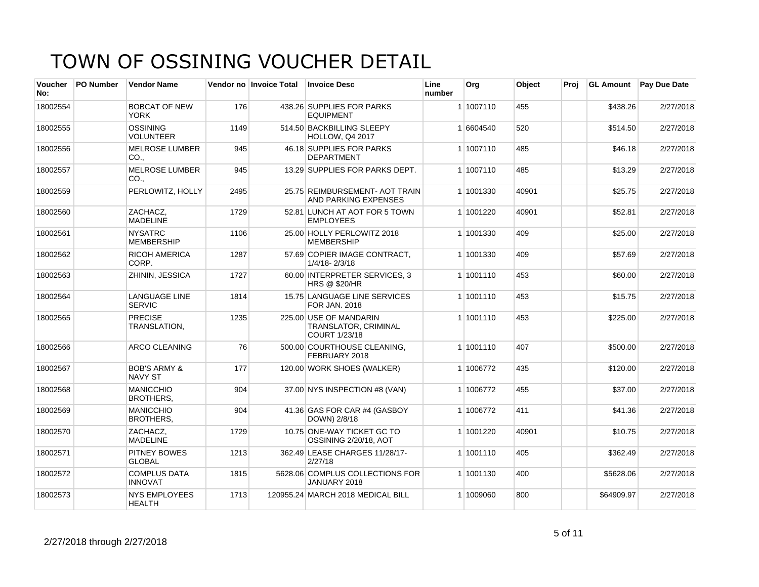# TOWN OF OSSINING VOUCHER DETAIL

| Voucher No: | PO Number | Vendor Name | Vendor no | Invoice Total | Invoice Desc | Line number | Org | Object | Proj | GL Amount | Pay Due Date |
|---|---|---|---|---|---|---|---|---|---|---|---|
| 18002554 | | BOBCAT OF NEW YORK | 176 | 438.26 | SUPPLIES FOR PARKS EQUIPMENT | 1 | 1007110 | 455 | | $438.26 | 2/27/2018 |
| 18002555 | | OSSINING VOLUNTEER | 1149 | 514.50 | BACKBILLING SLEEPY HOLLOW, Q4 2017 | 1 | 6604540 | 520 | | $514.50 | 2/27/2018 |
| 18002556 | | MELROSE LUMBER CO., | 945 | 46.18 | SUPPLIES FOR PARKS DEPARTMENT | 1 | 1007110 | 485 | | $46.18 | 2/27/2018 |
| 18002557 | | MELROSE LUMBER CO., | 945 | 13.29 | SUPPLIES FOR PARKS DEPT. | 1 | 1007110 | 485 | | $13.29 | 2/27/2018 |
| 18002559 | | PERLOWITZ, HOLLY | 2495 | 25.75 | REIMBURSEMENT- AOT TRAIN AND PARKING EXPENSES | 1 | 1001330 | 40901 | | $25.75 | 2/27/2018 |
| 18002560 | | ZACHACZ, MADELINE | 1729 | 52.81 | LUNCH AT AOT FOR 5 TOWN EMPLOYEES | 1 | 1001220 | 40901 | | $52.81 | 2/27/2018 |
| 18002561 | | NYSATRC MEMBERSHIP | 1106 | 25.00 | HOLLY PERLOWITZ 2018 MEMBERSHIP | 1 | 1001330 | 409 | | $25.00 | 2/27/2018 |
| 18002562 | | RICOH AMERICA CORP. | 1287 | 57.69 | COPIER IMAGE CONTRACT, 1/4/18- 2/3/18 | 1 | 1001330 | 409 | | $57.69 | 2/27/2018 |
| 18002563 | | ZHININ, JESSICA | 1727 | 60.00 | INTERPRETER SERVICES, 3 HRS @ $20/HR | 1 | 1001110 | 453 | | $60.00 | 2/27/2018 |
| 18002564 | | LANGUAGE LINE SERVIC | 1814 | 15.75 | LANGUAGE LINE SERVICES FOR JAN. 2018 | 1 | 1001110 | 453 | | $15.75 | 2/27/2018 |
| 18002565 | | PRECISE TRANSLATION, | 1235 | 225.00 | USE OF MANDARIN TRANSLATOR, CRIMINAL COURT 1/23/18 | 1 | 1001110 | 453 | | $225.00 | 2/27/2018 |
| 18002566 | | ARCO CLEANING | 76 | 500.00 | COURTHOUSE CLEANING, FEBRUARY 2018 | 1 | 1001110 | 407 | | $500.00 | 2/27/2018 |
| 18002567 | | BOB'S ARMY & NAVY ST | 177 | 120.00 | WORK SHOES (WALKER) | 1 | 1006772 | 435 | | $120.00 | 2/27/2018 |
| 18002568 | | MANICCHIO BROTHERS, | 904 | 37.00 | NYS INSPECTION #8 (VAN) | 1 | 1006772 | 455 | | $37.00 | 2/27/2018 |
| 18002569 | | MANICCHIO BROTHERS, | 904 | 41.36 | GAS FOR CAR #4 (GASBOY DOWN) 2/8/18 | 1 | 1006772 | 411 | | $41.36 | 2/27/2018 |
| 18002570 | | ZACHACZ, MADELINE | 1729 | 10.75 | ONE-WAY TICKET GC TO OSSINING 2/20/18, AOT | 1 | 1001220 | 40901 | | $10.75 | 2/27/2018 |
| 18002571 | | PITNEY BOWES GLOBAL | 1213 | 362.49 | LEASE CHARGES 11/28/17- 2/27/18 | 1 | 1001110 | 405 | | $362.49 | 2/27/2018 |
| 18002572 | | COMPLUS DATA INNOVAT | 1815 | 5628.06 | COMPLUS COLLECTIONS FOR JANUARY 2018 | 1 | 1001130 | 400 | | $5628.06 | 2/27/2018 |
| 18002573 | | NYS EMPLOYEES HEALTH | 1713 | 120955.24 | MARCH 2018 MEDICAL BILL | 1 | 1009060 | 800 | | $64909.97 | 2/27/2018 |

2/27/2018 through 2/27/2018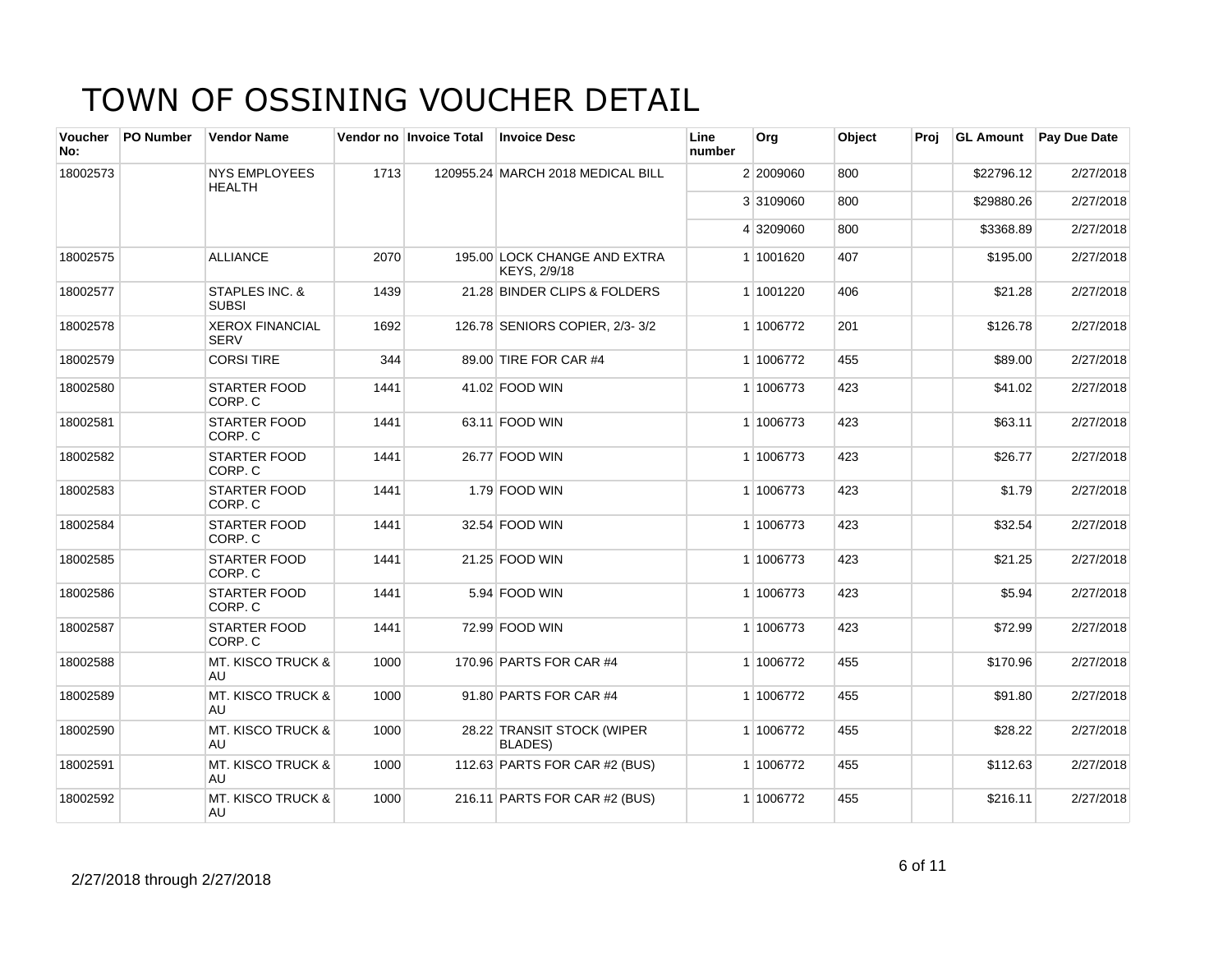# TOWN OF OSSINING VOUCHER DETAIL

| Voucher No: | PO Number | Vendor Name | Vendor no | Invoice Total | Invoice Desc | Line number | Org | Object | Proj | GL Amount | Pay Due Date |
|---|---|---|---|---|---|---|---|---|---|---|---|
| 18002573 | | NYS EMPLOYEES HEALTH | 1713 | 120955.24 | MARCH 2018 MEDICAL BILL | 2 | 2009060 | 800 | | $22796.12 | 2/27/2018 |
| | | | | | | 3 | 3109060 | 800 | | $29880.26 | 2/27/2018 |
| | | | | | | 4 | 3209060 | 800 | | $3368.89 | 2/27/2018 |
| 18002575 | | ALLIANCE | 2070 | 195.00 | LOCK CHANGE AND EXTRA KEYS, 2/9/18 | 1 | 1001620 | 407 | | $195.00 | 2/27/2018 |
| 18002577 | | STAPLES INC. & SUBSI | 1439 | 21.28 | BINDER CLIPS & FOLDERS | 1 | 1001220 | 406 | | $21.28 | 2/27/2018 |
| 18002578 | | XEROX FINANCIAL SERV | 1692 | 126.78 | SENIORS COPIER, 2/3- 3/2 | 1 | 1006772 | 201 | | $126.78 | 2/27/2018 |
| 18002579 | | CORSI TIRE | 344 | 89.00 | TIRE FOR CAR #4 | 1 | 1006772 | 455 | | $89.00 | 2/27/2018 |
| 18002580 | | STARTER FOOD CORP. C | 1441 | 41.02 | FOOD WIN | 1 | 1006773 | 423 | | $41.02 | 2/27/2018 |
| 18002581 | | STARTER FOOD CORP. C | 1441 | 63.11 | FOOD WIN | 1 | 1006773 | 423 | | $63.11 | 2/27/2018 |
| 18002582 | | STARTER FOOD CORP. C | 1441 | 26.77 | FOOD WIN | 1 | 1006773 | 423 | | $26.77 | 2/27/2018 |
| 18002583 | | STARTER FOOD CORP. C | 1441 | 1.79 | FOOD WIN | 1 | 1006773 | 423 | | $1.79 | 2/27/2018 |
| 18002584 | | STARTER FOOD CORP. C | 1441 | 32.54 | FOOD WIN | 1 | 1006773 | 423 | | $32.54 | 2/27/2018 |
| 18002585 | | STARTER FOOD CORP. C | 1441 | 21.25 | FOOD WIN | 1 | 1006773 | 423 | | $21.25 | 2/27/2018 |
| 18002586 | | STARTER FOOD CORP. C | 1441 | 5.94 | FOOD WIN | 1 | 1006773 | 423 | | $5.94 | 2/27/2018 |
| 18002587 | | STARTER FOOD CORP. C | 1441 | 72.99 | FOOD WIN | 1 | 1006773 | 423 | | $72.99 | 2/27/2018 |
| 18002588 | | MT. KISCO TRUCK & AU | 1000 | 170.96 | PARTS FOR CAR #4 | 1 | 1006772 | 455 | | $170.96 | 2/27/2018 |
| 18002589 | | MT. KISCO TRUCK & AU | 1000 | 91.80 | PARTS FOR CAR #4 | 1 | 1006772 | 455 | | $91.80 | 2/27/2018 |
| 18002590 | | MT. KISCO TRUCK & AU | 1000 | 28.22 | TRANSIT STOCK (WIPER BLADES) | 1 | 1006772 | 455 | | $28.22 | 2/27/2018 |
| 18002591 | | MT. KISCO TRUCK & AU | 1000 | 112.63 | PARTS FOR CAR #2 (BUS) | 1 | 1006772 | 455 | | $112.63 | 2/27/2018 |
| 18002592 | | MT. KISCO TRUCK & AU | 1000 | 216.11 | PARTS FOR CAR #2 (BUS) | 1 | 1006772 | 455 | | $216.11 | 2/27/2018 |

2/27/2018 through 2/27/2018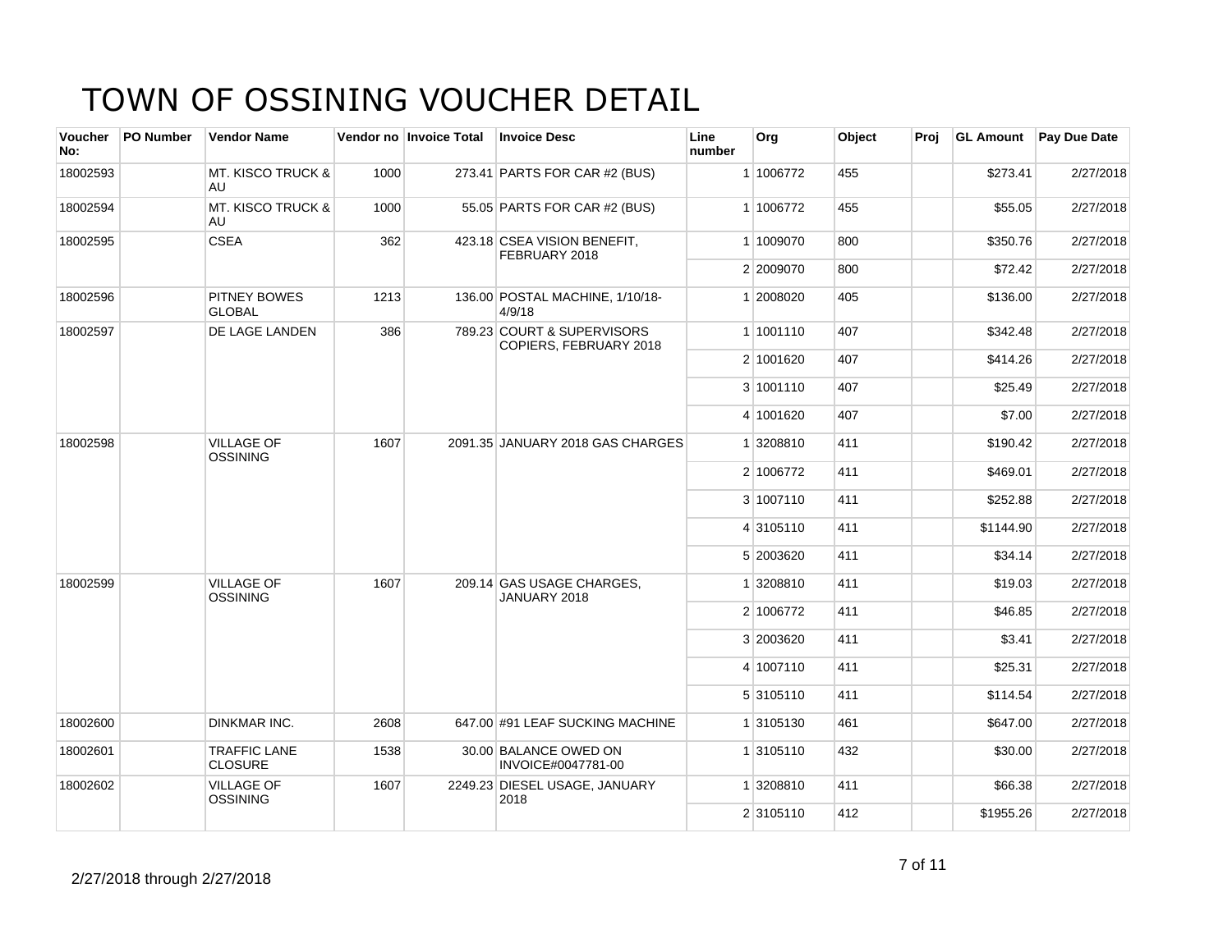# TOWN OF OSSINING VOUCHER DETAIL

| Voucher No: | PO Number | Vendor Name | Vendor no | Invoice Total | Invoice Desc | Line number | Org | Object | Proj | GL Amount | Pay Due Date |
|---|---|---|---|---|---|---|---|---|---|---|---|
| 18002593 | | MT. KISCO TRUCK & AU | 1000 | 273.41 | PARTS FOR CAR #2 (BUS) | 1 | 1006772 | 455 | | $273.41 | 2/27/2018 |
| 18002594 | | MT. KISCO TRUCK & AU | 1000 | 55.05 | PARTS FOR CAR #2 (BUS) | 1 | 1006772 | 455 | | $55.05 | 2/27/2018 |
| 18002595 | | CSEA | 362 | 423.18 | CSEA VISION BENEFIT, FEBRUARY 2018 | 1 | 1009070 | 800 | | $350.76 | 2/27/2018 |
| | | | | | | 2 | 2009070 | 800 | | $72.42 | 2/27/2018 |
| 18002596 | | PITNEY BOWES GLOBAL | 1213 | 136.00 | POSTAL MACHINE, 1/10/18-4/9/18 | 1 | 2008020 | 405 | | $136.00 | 2/27/2018 |
| 18002597 | | DE LAGE LANDEN | 386 | 789.23 | COURT & SUPERVISORS COPIERS, FEBRUARY 2018 | 1 | 1001110 | 407 | | $342.48 | 2/27/2018 |
| | | | | | | 2 | 1001620 | 407 | | $414.26 | 2/27/2018 |
| | | | | | | 3 | 1001110 | 407 | | $25.49 | 2/27/2018 |
| | | | | | | 4 | 1001620 | 407 | | $7.00 | 2/27/2018 |
| 18002598 | | VILLAGE OF OSSINING | 1607 | 2091.35 | JANUARY 2018 GAS CHARGES | 1 | 3208810 | 411 | | $190.42 | 2/27/2018 |
| | | | | | | 2 | 1006772 | 411 | | $469.01 | 2/27/2018 |
| | | | | | | 3 | 1007110 | 411 | | $252.88 | 2/27/2018 |
| | | | | | | 4 | 3105110 | 411 | | $1144.90 | 2/27/2018 |
| | | | | | | 5 | 2003620 | 411 | | $34.14 | 2/27/2018 |
| 18002599 | | VILLAGE OF OSSINING | 1607 | 209.14 | GAS USAGE CHARGES, JANUARY 2018 | 1 | 3208810 | 411 | | $19.03 | 2/27/2018 |
| | | | | | | 2 | 1006772 | 411 | | $46.85 | 2/27/2018 |
| | | | | | | 3 | 2003620 | 411 | | $3.41 | 2/27/2018 |
| | | | | | | 4 | 1007110 | 411 | | $25.31 | 2/27/2018 |
| | | | | | | 5 | 3105110 | 411 | | $114.54 | 2/27/2018 |
| 18002600 | | DINKMAR INC. | 2608 | 647.00 | #91 LEAF SUCKING MACHINE | 1 | 3105130 | 461 | | $647.00 | 2/27/2018 |
| 18002601 | | TRAFFIC LANE CLOSURE | 1538 | 30.00 | BALANCE OWED ON INVOICE#0047781-00 | 1 | 3105110 | 432 | | $30.00 | 2/27/2018 |
| 18002602 | | VILLAGE OF OSSINING | 1607 | 2249.23 | DIESEL USAGE, JANUARY 2018 | 1 | 3208810 | 411 | | $66.38 | 2/27/2018 |
| | | | | | | 2 | 3105110 | 412 | | $1955.26 | 2/27/2018 |

2/27/2018 through 2/27/2018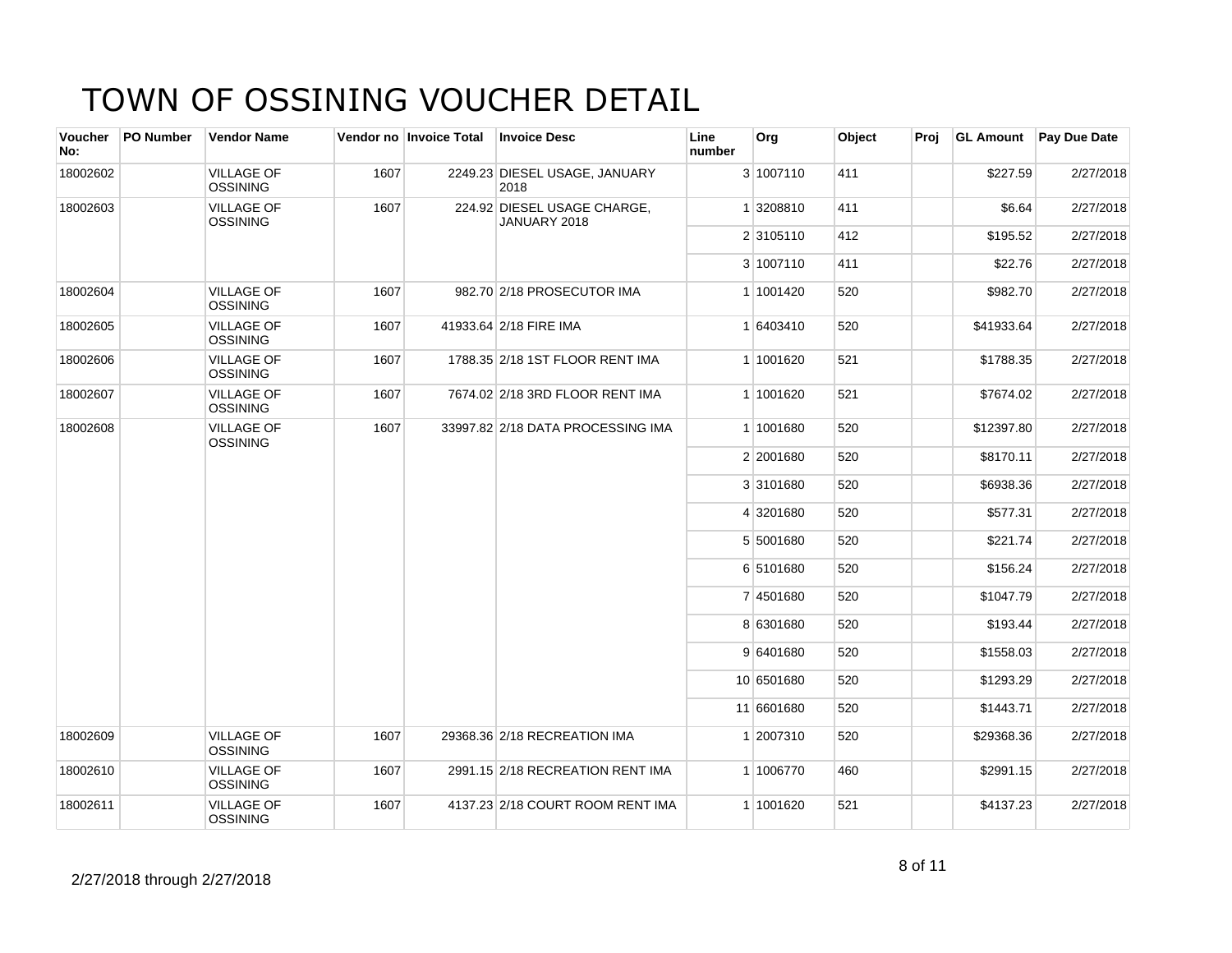# TOWN OF OSSINING VOUCHER DETAIL

| Voucher No: | PO Number | Vendor Name | Vendor no | Invoice Total | Invoice Desc | Line number | Org | Object | Proj | GL Amount | Pay Due Date |
|---|---|---|---|---|---|---|---|---|---|---|---|
| 18002602 | | VILLAGE OF OSSINING | 1607 | 2249.23 | DIESEL USAGE, JANUARY 2018 | 3 | 1007110 | 411 | | $227.59 | 2/27/2018 |
| 18002603 | | VILLAGE OF OSSINING | 1607 | 224.92 | DIESEL USAGE CHARGE, JANUARY 2018 | 1 | 3208810 | 411 | | $6.64 | 2/27/2018 |
| | | | | | | 2 | 3105110 | 412 | | $195.52 | 2/27/2018 |
| | | | | | | 3 | 1007110 | 411 | | $22.76 | 2/27/2018 |
| 18002604 | | VILLAGE OF OSSINING | 1607 | 982.70 | 2/18 PROSECUTOR IMA | 1 | 1001420 | 520 | | $982.70 | 2/27/2018 |
| 18002605 | | VILLAGE OF OSSINING | 1607 | 41933.64 | 2/18 FIRE IMA | 1 | 6403410 | 520 | | $41933.64 | 2/27/2018 |
| 18002606 | | VILLAGE OF OSSINING | 1607 | 1788.35 | 2/18 1ST FLOOR RENT IMA | 1 | 1001620 | 521 | | $1788.35 | 2/27/2018 |
| 18002607 | | VILLAGE OF OSSINING | 1607 | 7674.02 | 2/18 3RD FLOOR RENT IMA | 1 | 1001620 | 521 | | $7674.02 | 2/27/2018 |
| 18002608 | | VILLAGE OF OSSINING | 1607 | 33997.82 | 2/18 DATA PROCESSING IMA | 1 | 1001680 | 520 | | $12397.80 | 2/27/2018 |
| | | | | | | 2 | 2001680 | 520 | | $8170.11 | 2/27/2018 |
| | | | | | | 3 | 3101680 | 520 | | $6938.36 | 2/27/2018 |
| | | | | | | 4 | 3201680 | 520 | | $577.31 | 2/27/2018 |
| | | | | | | 5 | 5001680 | 520 | | $221.74 | 2/27/2018 |
| | | | | | | 6 | 5101680 | 520 | | $156.24 | 2/27/2018 |
| | | | | | | 7 | 4501680 | 520 | | $1047.79 | 2/27/2018 |
| | | | | | | 8 | 6301680 | 520 | | $193.44 | 2/27/2018 |
| | | | | | | 9 | 6401680 | 520 | | $1558.03 | 2/27/2018 |
| | | | | | | 10 | 6501680 | 520 | | $1293.29 | 2/27/2018 |
| | | | | | | 11 | 6601680 | 520 | | $1443.71 | 2/27/2018 |
| 18002609 | | VILLAGE OF OSSINING | 1607 | 29368.36 | 2/18 RECREATION IMA | 1 | 2007310 | 520 | | $29368.36 | 2/27/2018 |
| 18002610 | | VILLAGE OF OSSINING | 1607 | 2991.15 | 2/18 RECREATION RENT IMA | 1 | 1006770 | 460 | | $2991.15 | 2/27/2018 |
| 18002611 | | VILLAGE OF OSSINING | 1607 | 4137.23 | 2/18 COURT ROOM RENT IMA | 1 | 1001620 | 521 | | $4137.23 | 2/27/2018 |

2/27/2018 through 2/27/2018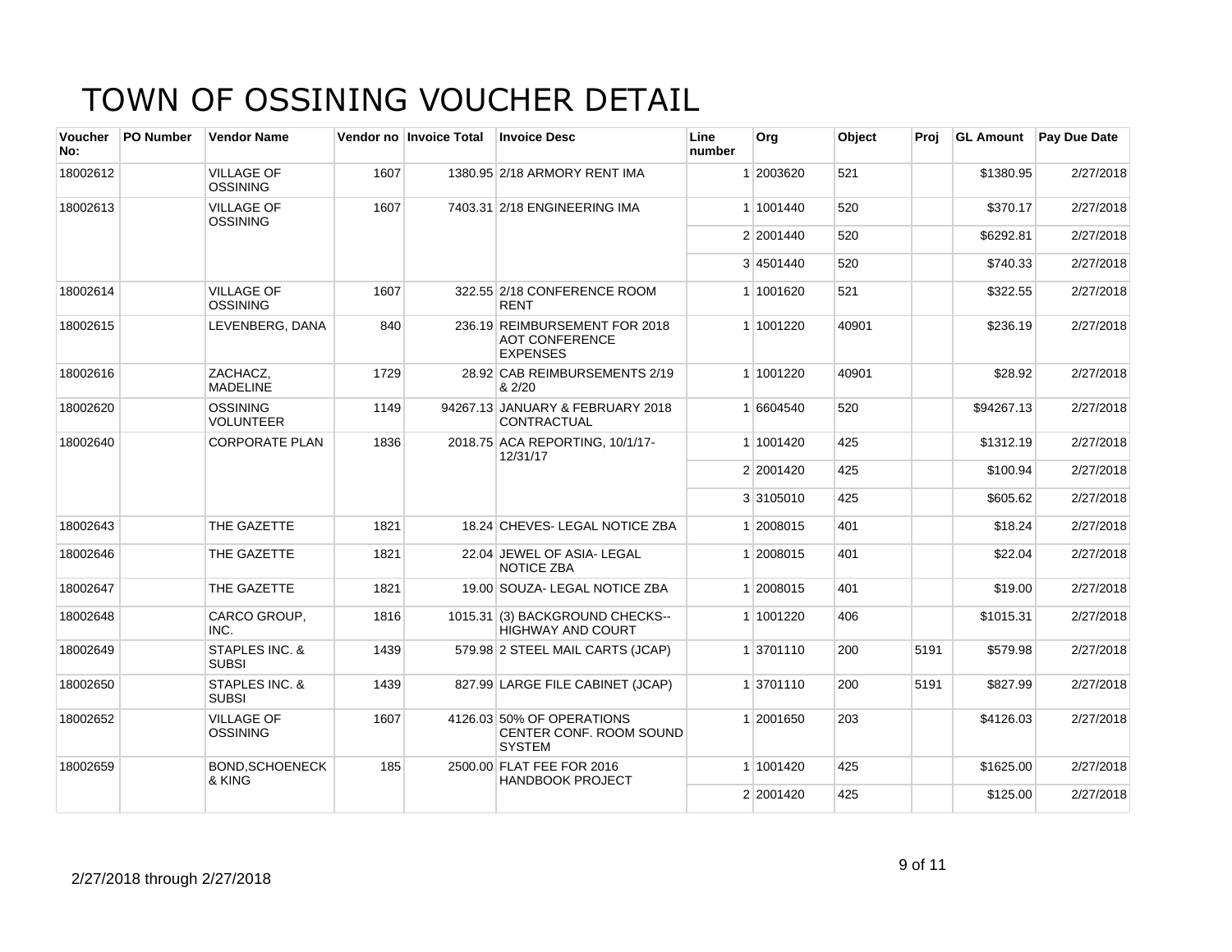# TOWN OF OSSINING VOUCHER DETAIL

| Voucher No: | PO Number | Vendor Name | Vendor no | Invoice Total | Invoice Desc | Line number | Org | Object | Proj | GL Amount | Pay Due Date |
|---|---|---|---|---|---|---|---|---|---|---|---|
| 18002612 | | VILLAGE OF OSSINING | 1607 | 1380.95 | 2/18 ARMORY RENT IMA | 1 | 2003620 | 521 | | $1380.95 | 2/27/2018 |
| 18002613 | | VILLAGE OF OSSINING | 1607 | 7403.31 | 2/18 ENGINEERING IMA | 1 | 1001440 | 520 | | $370.17 | 2/27/2018 |
| | | | | | | 2 | 2001440 | 520 | | $6292.81 | 2/27/2018 |
| | | | | | | 3 | 4501440 | 520 | | $740.33 | 2/27/2018 |
| 18002614 | | VILLAGE OF OSSINING | 1607 | 322.55 | 2/18 CONFERENCE ROOM RENT | 1 | 1001620 | 521 | | $322.55 | 2/27/2018 |
| 18002615 | | LEVENBERG, DANA | 840 | 236.19 | REIMBURSEMENT FOR 2018 AOT CONFERENCE EXPENSES | 1 | 1001220 | 40901 | | $236.19 | 2/27/2018 |
| 18002616 | | ZACHACZ, MADELINE | 1729 | 28.92 | CAB REIMBURSEMENTS 2/19 & 2/20 | 1 | 1001220 | 40901 | | $28.92 | 2/27/2018 |
| 18002620 | | OSSINING VOLUNTEER | 1149 | 94267.13 | JANUARY & FEBRUARY 2018 CONTRACTUAL | 1 | 6604540 | 520 | | $94267.13 | 2/27/2018 |
| 18002640 | | CORPORATE PLAN | 1836 | 2018.75 | ACA REPORTING, 10/1/17-12/31/17 | 1 | 1001420 | 425 | | $1312.19 | 2/27/2018 |
| | | | | | | 2 | 2001420 | 425 | | $100.94 | 2/27/2018 |
| | | | | | | 3 | 3105010 | 425 | | $605.62 | 2/27/2018 |
| 18002643 | | THE GAZETTE | 1821 | 18.24 | CHEVES- LEGAL NOTICE ZBA | 1 | 2008015 | 401 | | $18.24 | 2/27/2018 |
| 18002646 | | THE GAZETTE | 1821 | 22.04 | JEWEL OF ASIA- LEGAL NOTICE ZBA | 1 | 2008015 | 401 | | $22.04 | 2/27/2018 |
| 18002647 | | THE GAZETTE | 1821 | 19.00 | SOUZA- LEGAL NOTICE ZBA | 1 | 2008015 | 401 | | $19.00 | 2/27/2018 |
| 18002648 | | CARCO GROUP, INC. | 1816 | 1015.31 | (3) BACKGROUND CHECKS--HIGHWAY AND COURT | 1 | 1001220 | 406 | | $1015.31 | 2/27/2018 |
| 18002649 | | STAPLES INC. & SUBSI | 1439 | 579.98 | 2 STEEL MAIL CARTS (JCAP) | 1 | 3701110 | 200 | 5191 | $579.98 | 2/27/2018 |
| 18002650 | | STAPLES INC. & SUBSI | 1439 | 827.99 | LARGE FILE CABINET (JCAP) | 1 | 3701110 | 200 | 5191 | $827.99 | 2/27/2018 |
| 18002652 | | VILLAGE OF OSSINING | 1607 | 4126.03 | 50% OF OPERATIONS CENTER CONF. ROOM SOUND SYSTEM | 1 | 2001650 | 203 | | $4126.03 | 2/27/2018 |
| 18002659 | | BOND,SCHOENECK & KING | 185 | 2500.00 | FLAT FEE FOR 2016 HANDBOOK PROJECT | 1 | 1001420 | 425 | | $1625.00 | 2/27/2018 |
| | | | | | | 2 | 2001420 | 425 | | $125.00 | 2/27/2018 |

2/27/2018 through 2/27/2018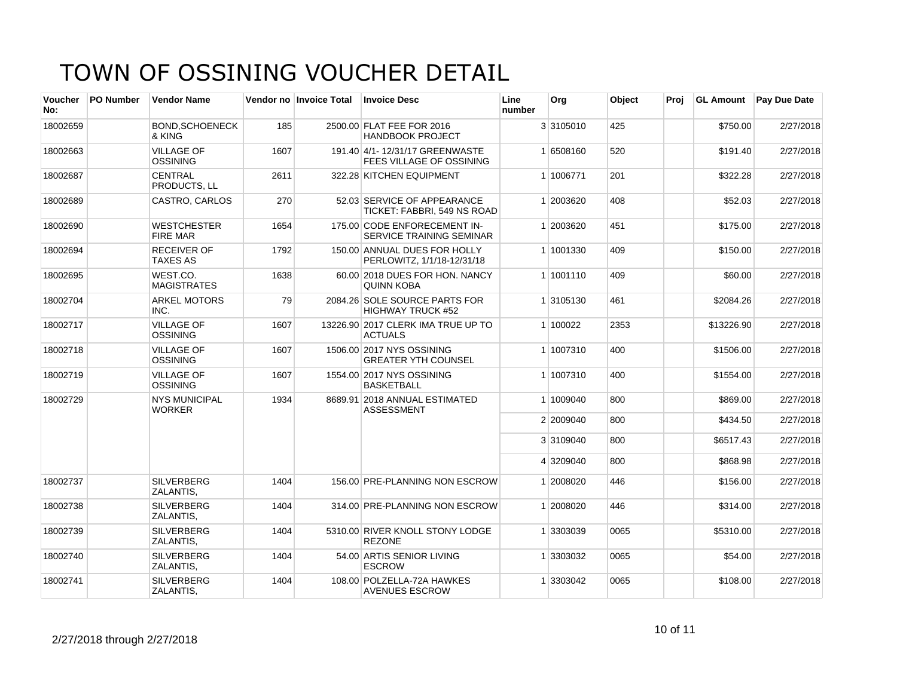# TOWN OF OSSINING VOUCHER DETAIL

| Voucher No: | PO Number | Vendor Name | Vendor no | Invoice Total | Invoice Desc | Line number | Org | Object | Proj | GL Amount | Pay Due Date |
|---|---|---|---|---|---|---|---|---|---|---|---|
| 18002659 | | BOND,SCHOENECK & KING | 185 | 2500.00 | FLAT FEE FOR 2016 HANDBOOK PROJECT | 3 | 3105010 | 425 | | $750.00 | 2/27/2018 |
| 18002663 | | VILLAGE OF OSSINING | 1607 | 191.40 | 4/1- 12/31/17 GREENWASTE FEES VILLAGE OF OSSINING | 1 | 6508160 | 520 | | $191.40 | 2/27/2018 |
| 18002687 | | CENTRAL PRODUCTS, LL | 2611 | 322.28 | KITCHEN EQUIPMENT | 1 | 1006771 | 201 | | $322.28 | 2/27/2018 |
| 18002689 | | CASTRO, CARLOS | 270 | 52.03 | SERVICE OF APPEARANCE TICKET: FABBRI, 549 NS ROAD | 1 | 2003620 | 408 | | $52.03 | 2/27/2018 |
| 18002690 | | WESTCHESTER FIRE MAR | 1654 | 175.00 | CODE ENFORECEMENT IN-SERVICE TRAINING SEMINAR | 1 | 2003620 | 451 | | $175.00 | 2/27/2018 |
| 18002694 | | RECEIVER OF TAXES AS | 1792 | 150.00 | ANNUAL DUES FOR HOLLY PERLOWITZ, 1/1/18-12/31/18 | 1 | 1001330 | 409 | | $150.00 | 2/27/2018 |
| 18002695 | | WEST.CO. MAGISTRATES | 1638 | 60.00 | 2018 DUES FOR HON. NANCY QUINN KOBA | 1 | 1001110 | 409 | | $60.00 | 2/27/2018 |
| 18002704 | | ARKEL MOTORS INC. | 79 | 2084.26 | SOLE SOURCE PARTS FOR HIGHWAY TRUCK #52 | 1 | 3105130 | 461 | | $2084.26 | 2/27/2018 |
| 18002717 | | VILLAGE OF OSSINING | 1607 | 13226.90 | 2017 CLERK IMA TRUE UP TO ACTUALS | 1 | 100022 | 2353 | | $13226.90 | 2/27/2018 |
| 18002718 | | VILLAGE OF OSSINING | 1607 | 1506.00 | 2017 NYS OSSINING GREATER YTH COUNSEL | 1 | 1007310 | 400 | | $1506.00 | 2/27/2018 |
| 18002719 | | VILLAGE OF OSSINING | 1607 | 1554.00 | 2017 NYS OSSINING BASKETBALL | 1 | 1007310 | 400 | | $1554.00 | 2/27/2018 |
| 18002729 | | NYS MUNICIPAL WORKER | 1934 | 8689.91 | 2018 ANNUAL ESTIMATED ASSESSMENT | 1 | 1009040 | 800 | | $869.00 | 2/27/2018 |
| | | | | | | 2 | 2009040 | 800 | | $434.50 | 2/27/2018 |
| | | | | | | 3 | 3109040 | 800 | | $6517.43 | 2/27/2018 |
| | | | | | | 4 | 3209040 | 800 | | $868.98 | 2/27/2018 |
| 18002737 | | SILVERBERG ZALANTIS, | 1404 | 156.00 | PRE-PLANNING NON ESCROW | 1 | 2008020 | 446 | | $156.00 | 2/27/2018 |
| 18002738 | | SILVERBERG ZALANTIS, | 1404 | 314.00 | PRE-PLANNING NON ESCROW | 1 | 2008020 | 446 | | $314.00 | 2/27/2018 |
| 18002739 | | SILVERBERG ZALANTIS, | 1404 | 5310.00 | RIVER KNOLL STONY LODGE REZONE | 1 | 3303039 | 0065 | | $5310.00 | 2/27/2018 |
| 18002740 | | SILVERBERG ZALANTIS, | 1404 | 54.00 | ARTIS SENIOR LIVING ESCROW | 1 | 3303032 | 0065 | | $54.00 | 2/27/2018 |
| 18002741 | | SILVERBERG ZALANTIS, | 1404 | 108.00 | POLZELLA-72A HAWKES AVENUES ESCROW | 1 | 3303042 | 0065 | | $108.00 | 2/27/2018 |

2/27/2018 through 2/27/2018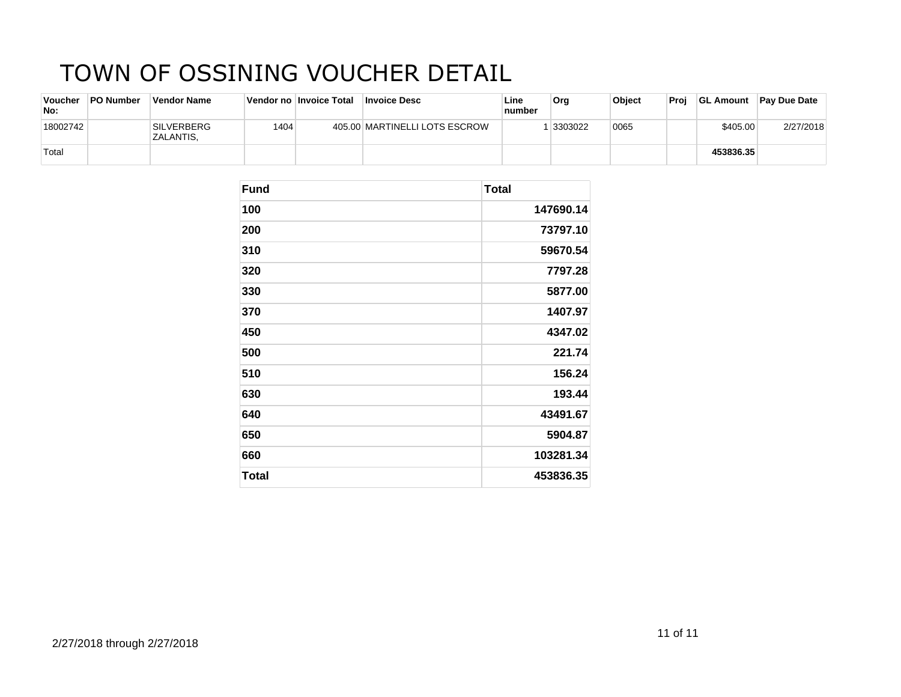# TOWN OF OSSINING VOUCHER DETAIL

| Voucher No: | PO Number | Vendor Name | Vendor no | Invoice Total | Invoice Desc | Line number | Org | Object | Proj | GL Amount | Pay Due Date |
|---|---|---|---|---|---|---|---|---|---|---|---|
| 18002742 | | SILVERBERG ZALANTIS, | 1404 | 405.00 | MARTINELLI LOTS ESCROW | 1 | 3303022 | 0065 | | $405.00 | 2/27/2018 |
| Total | | | | | | | | | | **453836.35** | |

| Fund | Total |
|---|---|
| **100** | **147690.14** |
| **200** | **73797.10** |
| **310** | **59670.54** |
| **320** | **7797.28** |
| **330** | **5877.00** |
| **370** | **1407.97** |
| **450** | **4347.02** |
| **500** | **221.74** |
| **510** | **156.24** |
| **630** | **193.44** |
| **640** | **43491.67** |
| **650** | **5904.87** |
| **660** | **103281.34** |
| **Total** | **453836.35** |

2/27/2018 through 2/27/2018